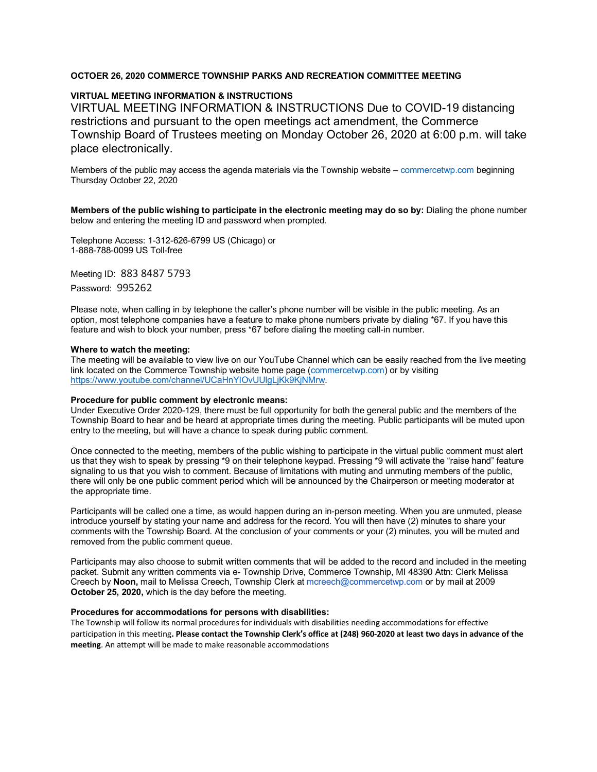**OCTOER 26, 2020 COMMERCE TOWNSHIP PARKS AND RECREATION COMMITTEE MEETING**

**VIRTUAL MEETING INFORMATION & INSTRUCTIONS**

VIRTUAL MEETING INFORMATION & INSTRUCTIONS Due to COVID-19 distancing restrictions and pursuant to the open meetings act amendment, the Commerce Township Board of Trustees meeting on Monday October 26, 2020 at 6:00 p.m. will take place electronically.

Members of the public may access the agenda materials via the Township website – commercetwp.com beginning Thursday October 22, 2020

**Members of the public wishing to participate in the electronic meeting may do so by:** Dialing the phone number below and entering the meeting ID and password when prompted.

Telephone Access: 1-312-626-6799 US (Chicago) or
1-888-788-0099 US Toll-free

Meeting ID: 883 8487 5793

Password: 995262

Please note, when calling in by telephone the caller's phone number will be visible in the public meeting. As an option, most telephone companies have a feature to make phone numbers private by dialing *67. If you have this feature and wish to block your number, press *67 before dialing the meeting call-in number.

**Where to watch the meeting:**
The meeting will be available to view live on our YouTube Channel which can be easily reached from the live meeting link located on the Commerce Township website home page (commercetwp.com) or by visiting https://www.youtube.com/channel/UCaHnYIOvUUlgLjKk9KjNMrw.

**Procedure for public comment by electronic means:**
Under Executive Order 2020-129, there must be full opportunity for both the general public and the members of the Township Board to hear and be heard at appropriate times during the meeting. Public participants will be muted upon entry to the meeting, but will have a chance to speak during public comment.

Once connected to the meeting, members of the public wishing to participate in the virtual public comment must alert us that they wish to speak by pressing *9 on their telephone keypad. Pressing *9 will activate the "raise hand" feature signaling to us that you wish to comment. Because of limitations with muting and unmuting members of the public, there will only be one public comment period which will be announced by the Chairperson or meeting moderator at the appropriate time.

Participants will be called one a time, as would happen during an in-person meeting. When you are unmuted, please introduce yourself by stating your name and address for the record. You will then have (2) minutes to share your comments with the Township Board. At the conclusion of your comments or your (2) minutes, you will be muted and removed from the public comment queue.

Participants may also choose to submit written comments that will be added to the record and included in the meeting packet. Submit any written comments via e- Township Drive, Commerce Township, MI 48390 Attn: Clerk Melissa Creech by **Noon,** mail to Melissa Creech, Township Clerk at mcreech@commercetwp.com or by mail at 2009 **October 25, 2020,** which is the day before the meeting.

**Procedures for accommodations for persons with disabilities:**
The Township will follow its normal procedures for individuals with disabilities needing accommodations for effective participation in this meeting**. Please contact the Township Clerk's office at (248) 960-2020 at least two days in advance of the meeting**. An attempt will be made to make reasonable accommodations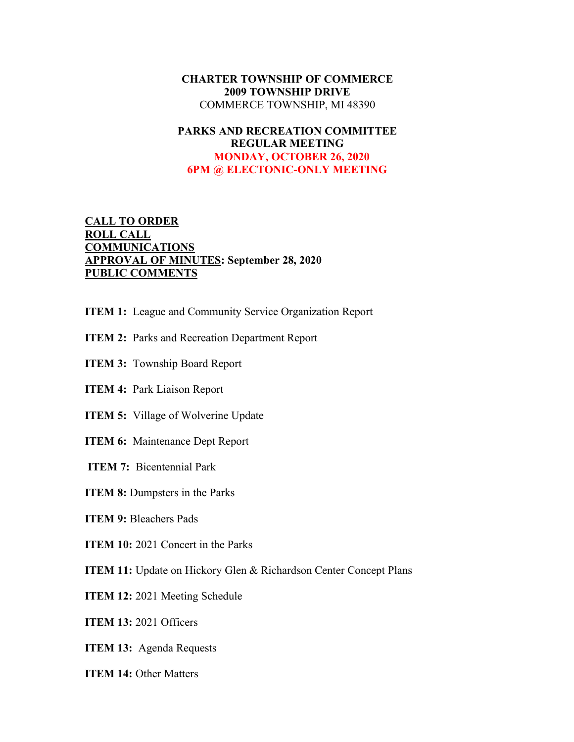**CHARTER TOWNSHIP OF COMMERCE**
**2009 TOWNSHIP DRIVE**
COMMERCE TOWNSHIP, MI 48390

**PARKS AND RECREATION COMMITTEE**
**REGULAR MEETING**
**MONDAY, OCTOBER 26, 2020**
**6PM @ ELECTONIC-ONLY MEETING**

**CALL TO ORDER**
**ROLL CALL**
**COMMUNICATIONS**
**APPROVAL OF MINUTES: September 28, 2020**
**PUBLIC COMMENTS**

**ITEM 1:** League and Community Service Organization Report

**ITEM 2:** Parks and Recreation Department Report

**ITEM 3:** Township Board Report

**ITEM 4:** Park Liaison Report

**ITEM 5:** Village of Wolverine Update

**ITEM 6:** Maintenance Dept Report

**ITEM 7:** Bicentennial Park

**ITEM 8:** Dumpsters in the Parks

**ITEM 9:** Bleachers Pads

**ITEM 10:** 2021 Concert in the Parks

**ITEM 11:** Update on Hickory Glen & Richardson Center Concept Plans

**ITEM 12:** 2021 Meeting Schedule

**ITEM 13:** 2021 Officers

**ITEM 13:** Agenda Requests

**ITEM 14:** Other Matters